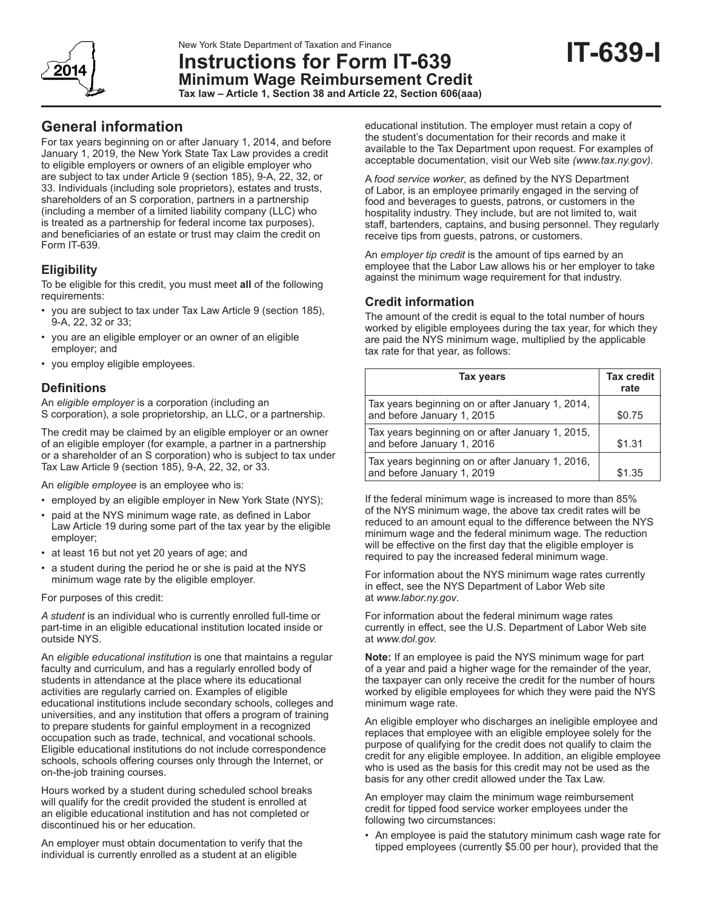New York State Department of Taxation and Finance

# Instructions for Form IT-639

## Minimum Wage Reimbursement Credit

**Tax law – Article 1, Section 38 and Article 22, Section 606(aaa)**

**IT-639-I**

## General information

For tax years beginning on or after January 1, 2014, and before January 1, 2019, the New York State Tax Law provides a credit to eligible employers or owners of an eligible employer who are subject to tax under Article 9 (section 185), 9-A, 22, 32, or 33. Individuals (including sole proprietors), estates and trusts, shareholders of an S corporation, partners in a partnership (including a member of a limited liability company (LLC) who is treated as a partnership for federal income tax purposes), and beneficiaries of an estate or trust may claim the credit on Form IT-639.

### Eligibility

To be eligible for this credit, you must meet **all** of the following requirements:

- you are subject to tax under Tax Law Article 9 (section 185), 9-A, 22, 32 or 33;
- you are an eligible employer or an owner of an eligible employer; and
- you employ eligible employees.

### Definitions

An *eligible employer* is a corporation (including an S corporation), a sole proprietorship, an LLC, or a partnership.

The credit may be claimed by an eligible employer or an owner of an eligible employer (for example, a partner in a partnership or a shareholder of an S corporation) who is subject to tax under Tax Law Article 9 (section 185), 9-A, 22, 32, or 33.

An *eligible employee* is an employee who is:

- employed by an eligible employer in New York State (NYS);
- paid at the NYS minimum wage rate, as defined in Labor Law Article 19 during some part of the tax year by the eligible employer;
- at least 16 but not yet 20 years of age; and
- a student during the period he or she is paid at the NYS minimum wage rate by the eligible employer.

For purposes of this credit:

*A student* is an individual who is currently enrolled full-time or part-time in an eligible educational institution located inside or outside NYS.

An *eligible educational institution* is one that maintains a regular faculty and curriculum, and has a regularly enrolled body of students in attendance at the place where its educational activities are regularly carried on. Examples of eligible educational institutions include secondary schools, colleges and universities, and any institution that offers a program of training to prepare students for gainful employment in a recognized occupation such as trade, technical, and vocational schools. Eligible educational institutions do not include correspondence schools, schools offering courses only through the Internet, or on-the-job training courses.

Hours worked by a student during scheduled school breaks will qualify for the credit provided the student is enrolled at an eligible educational institution and has not completed or discontinued his or her education.

An employer must obtain documentation to verify that the individual is currently enrolled as a student at an eligible educational institution. The employer must retain a copy of the student's documentation for their records and make it available to the Tax Department upon request. For examples of acceptable documentation, visit our Web site *(www.tax.ny.gov)*.

A *food service worker*, as defined by the NYS Department of Labor, is an employee primarily engaged in the serving of food and beverages to guests, patrons, or customers in the hospitality industry. They include, but are not limited to, wait staff, bartenders, captains, and busing personnel. They regularly receive tips from guests, patrons, or customers.

An *employer tip credit* is the amount of tips earned by an employee that the Labor Law allows his or her employer to take against the minimum wage requirement for that industry.

### Credit information

The amount of the credit is equal to the total number of hours worked by eligible employees during the tax year, for which they are paid the NYS minimum wage, multiplied by the applicable tax rate for that year, as follows:

| Tax years | Tax credit rate |
|---|---|
| Tax years beginning on or after January 1, 2014, and before January 1, 2015 | $0.75 |
| Tax years beginning on or after January 1, 2015, and before January 1, 2016 | $1.31 |
| Tax years beginning on or after January 1, 2016, and before January 1, 2019 | $1.35 |

If the federal minimum wage is increased to more than 85% of the NYS minimum wage, the above tax credit rates will be reduced to an amount equal to the difference between the NYS minimum wage and the federal minimum wage. The reduction will be effective on the first day that the eligible employer is required to pay the increased federal minimum wage.

For information about the NYS minimum wage rates currently in effect, see the NYS Department of Labor Web site at *www.labor.ny.gov*.

For information about the federal minimum wage rates currently in effect, see the U.S. Department of Labor Web site at *www.dol.gov.*

**Note:** If an employee is paid the NYS minimum wage for part of a year and paid a higher wage for the remainder of the year, the taxpayer can only receive the credit for the number of hours worked by eligible employees for which they were paid the NYS minimum wage rate.

An eligible employer who discharges an ineligible employee and replaces that employee with an eligible employee solely for the purpose of qualifying for the credit does not qualify to claim the credit for any eligible employee. In addition, an eligible employee who is used as the basis for this credit may not be used as the basis for any other credit allowed under the Tax Law.

An employer may claim the minimum wage reimbursement credit for tipped food service worker employees under the following two circumstances:

- An employee is paid the statutory minimum cash wage rate for tipped employees (currently $5.00 per hour), provided that the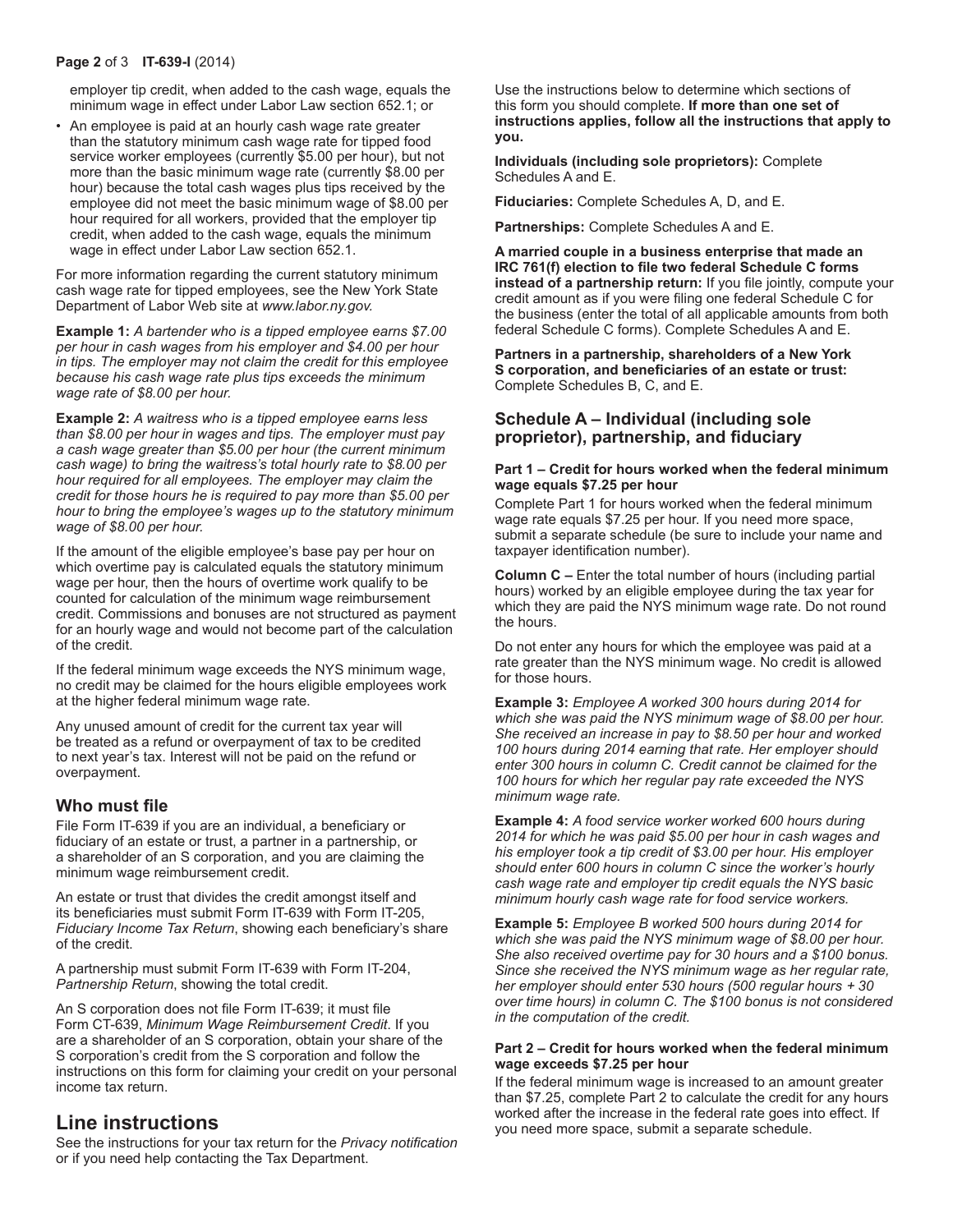employer tip credit, when added to the cash wage, equals the minimum wage in effect under Labor Law section 652.1; or

- An employee is paid at an hourly cash wage rate greater than the statutory minimum cash wage rate for tipped food service worker employees (currently $5.00 per hour), but not more than the basic minimum wage rate (currently $8.00 per hour) because the total cash wages plus tips received by the employee did not meet the basic minimum wage of $8.00 per hour required for all workers, provided that the employer tip credit, when added to the cash wage, equals the minimum wage in effect under Labor Law section 652.1.

For more information regarding the current statutory minimum cash wage rate for tipped employees, see the New York State Department of Labor Web site at *www.labor.ny.gov.*

**Example 1:** *A bartender who is a tipped employee earns $7.00 per hour in cash wages from his employer and $4.00 per hour in tips. The employer may not claim the credit for this employee because his cash wage rate plus tips exceeds the minimum wage rate of $8.00 per hour.*

**Example 2:** *A waitress who is a tipped employee earns less than $8.00 per hour in wages and tips. The employer must pay a cash wage greater than $5.00 per hour (the current minimum cash wage) to bring the waitress's total hourly rate to $8.00 per hour required for all employees. The employer may claim the credit for those hours he is required to pay more than $5.00 per hour to bring the employee's wages up to the statutory minimum wage of $8.00 per hour.*

If the amount of the eligible employee's base pay per hour on which overtime pay is calculated equals the statutory minimum wage per hour, then the hours of overtime work qualify to be counted for calculation of the minimum wage reimbursement credit. Commissions and bonuses are not structured as payment for an hourly wage and would not become part of the calculation of the credit.

If the federal minimum wage exceeds the NYS minimum wage, no credit may be claimed for the hours eligible employees work at the higher federal minimum wage rate.

Any unused amount of credit for the current tax year will be treated as a refund or overpayment of tax to be credited to next year's tax. Interest will not be paid on the refund or overpayment.

## Who must file

File Form IT-639 if you are an individual, a beneficiary or fiduciary of an estate or trust, a partner in a partnership, or a shareholder of an S corporation, and you are claiming the minimum wage reimbursement credit.

An estate or trust that divides the credit amongst itself and its beneficiaries must submit Form IT-639 with Form IT-205, *Fiduciary Income Tax Return*, showing each beneficiary's share of the credit.

A partnership must submit Form IT-639 with Form IT-204, *Partnership Return*, showing the total credit.

An S corporation does not file Form IT-639; it must file Form CT-639, *Minimum Wage Reimbursement Credit*. If you are a shareholder of an S corporation, obtain your share of the S corporation's credit from the S corporation and follow the instructions on this form for claiming your credit on your personal income tax return.

# Line instructions

See the instructions for your tax return for the *Privacy notification* or if you need help contacting the Tax Department.

Use the instructions below to determine which sections of this form you should complete. **If more than one set of instructions applies, follow all the instructions that apply to you.**

**Individuals (including sole proprietors):** Complete Schedules A and E.

**Fiduciaries:** Complete Schedules A, D, and E.

**Partnerships:** Complete Schedules A and E.

**A married couple in a business enterprise that made an IRC 761(f) election to file two federal Schedule C forms instead of a partnership return:** If you file jointly, compute your credit amount as if you were filing one federal Schedule C for the business (enter the total of all applicable amounts from both federal Schedule C forms). Complete Schedules A and E.

**Partners in a partnership, shareholders of a New York S corporation, and beneficiaries of an estate or trust:** Complete Schedules B, C, and E.

## Schedule A – Individual (including sole proprietor), partnership, and fiduciary

### Part 1 – Credit for hours worked when the federal minimum wage equals $7.25 per hour

Complete Part 1 for hours worked when the federal minimum wage rate equals $7.25 per hour. If you need more space, submit a separate schedule (be sure to include your name and taxpayer identification number).

**Column C –** Enter the total number of hours (including partial hours) worked by an eligible employee during the tax year for which they are paid the NYS minimum wage rate. Do not round the hours.

Do not enter any hours for which the employee was paid at a rate greater than the NYS minimum wage. No credit is allowed for those hours.

**Example 3:** *Employee A worked 300 hours during 2014 for which she was paid the NYS minimum wage of $8.00 per hour. She received an increase in pay to $8.50 per hour and worked 100 hours during 2014 earning that rate. Her employer should enter 300 hours in column C. Credit cannot be claimed for the 100 hours for which her regular pay rate exceeded the NYS minimum wage rate.*

**Example 4:** *A food service worker worked 600 hours during 2014 for which he was paid $5.00 per hour in cash wages and his employer took a tip credit of $3.00 per hour. His employer should enter 600 hours in column C since the worker's hourly cash wage rate and employer tip credit equals the NYS basic minimum hourly cash wage rate for food service workers.*

**Example 5:** *Employee B worked 500 hours during 2014 for which she was paid the NYS minimum wage of $8.00 per hour. She also received overtime pay for 30 hours and a $100 bonus. Since she received the NYS minimum wage as her regular rate, her employer should enter 530 hours (500 regular hours + 30 over time hours) in column C. The $100 bonus is not considered in the computation of the credit.*

### Part 2 – Credit for hours worked when the federal minimum wage exceeds $7.25 per hour

If the federal minimum wage is increased to an amount greater than $7.25, complete Part 2 to calculate the credit for any hours worked after the increase in the federal rate goes into effect. If you need more space, submit a separate schedule.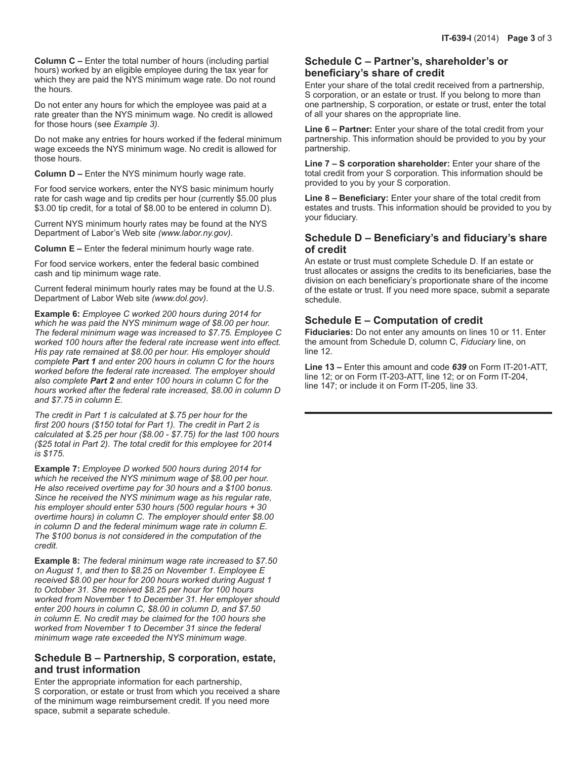**Column C –** Enter the total number of hours (including partial hours) worked by an eligible employee during the tax year for which they are paid the NYS minimum wage rate. Do not round the hours.

Do not enter any hours for which the employee was paid at a rate greater than the NYS minimum wage. No credit is allowed for those hours (see *Example 3)*.

Do not make any entries for hours worked if the federal minimum wage exceeds the NYS minimum wage. No credit is allowed for those hours.

**Column D –** Enter the NYS minimum hourly wage rate.

For food service workers, enter the NYS basic minimum hourly rate for cash wage and tip credits per hour (currently $5.00 plus $3.00 tip credit, for a total of $8.00 to be entered in column D).

Current NYS minimum hourly rates may be found at the NYS Department of Labor's Web site *(www.labor.ny.gov)*.

**Column E –** Enter the federal minimum hourly wage rate.

For food service workers, enter the federal basic combined cash and tip minimum wage rate.

Current federal minimum hourly rates may be found at the U.S. Department of Labor Web site *(www.dol.gov)*.

**Example 6:** *Employee C worked 200 hours during 2014 for which he was paid the NYS minimum wage of $8.00 per hour. The federal minimum wage was increased to $7.75. Employee C worked 100 hours after the federal rate increase went into effect. His pay rate remained at $8.00 per hour. His employer should complete* ***Part 1*** *and enter 200 hours in column C for the hours worked before the federal rate increased. The employer should also complete* ***Part 2*** *and enter 100 hours in column C for the hours worked after the federal rate increased, $8.00 in column D and $7.75 in column E.*

*The credit in Part 1 is calculated at $.75 per hour for the first 200 hours ($150 total for Part 1). The credit in Part 2 is calculated at $.25 per hour ($8.00 - $7.75) for the last 100 hours ($25 total in Part 2). The total credit for this employee for 2014 is $175.*

**Example 7:** *Employee D worked 500 hours during 2014 for which he received the NYS minimum wage of $8.00 per hour. He also received overtime pay for 30 hours and a $100 bonus. Since he received the NYS minimum wage as his regular rate, his employer should enter 530 hours (500 regular hours + 30 overtime hours) in column C. The employer should enter $8.00 in column D and the federal minimum wage rate in column E. The $100 bonus is not considered in the computation of the credit.*

**Example 8:** *The federal minimum wage rate increased to $7.50 on August 1, and then to $8.25 on November 1. Employee E received $8.00 per hour for 200 hours worked during August 1 to October 31. She received $8.25 per hour for 100 hours worked from November 1 to December 31. Her employer should enter 200 hours in column C, $8.00 in column D, and $7.50 in column E. No credit may be claimed for the 100 hours she worked from November 1 to December 31 since the federal minimum wage rate exceeded the NYS minimum wage.*

## Schedule B – Partnership, S corporation, estate, and trust information

Enter the appropriate information for each partnership, S corporation, or estate or trust from which you received a share of the minimum wage reimbursement credit. If you need more space, submit a separate schedule.

## Schedule C – Partner's, shareholder's or beneficiary's share of credit

Enter your share of the total credit received from a partnership, S corporation, or an estate or trust. If you belong to more than one partnership, S corporation, or estate or trust, enter the total of all your shares on the appropriate line.

**Line 6 – Partner:** Enter your share of the total credit from your partnership. This information should be provided to you by your partnership.

**Line 7 – S corporation shareholder:** Enter your share of the total credit from your S corporation. This information should be provided to you by your S corporation.

**Line 8 – Beneficiary:** Enter your share of the total credit from estates and trusts. This information should be provided to you by your fiduciary.

## Schedule D – Beneficiary's and fiduciary's share of credit

An estate or trust must complete Schedule D. If an estate or trust allocates or assigns the credits to its beneficiaries, base the division on each beneficiary's proportionate share of the income of the estate or trust. If you need more space, submit a separate schedule.

## Schedule E – Computation of credit

**Fiduciaries:** Do not enter any amounts on lines 10 or 11. Enter the amount from Schedule D, column C, *Fiduciary* line, on line 12.

**Line 13 –** Enter this amount and code ***639*** on Form IT-201-ATT, line 12; or on Form IT-203-ATT, line 12; or on Form IT-204, line 147; or include it on Form IT-205, line 33.